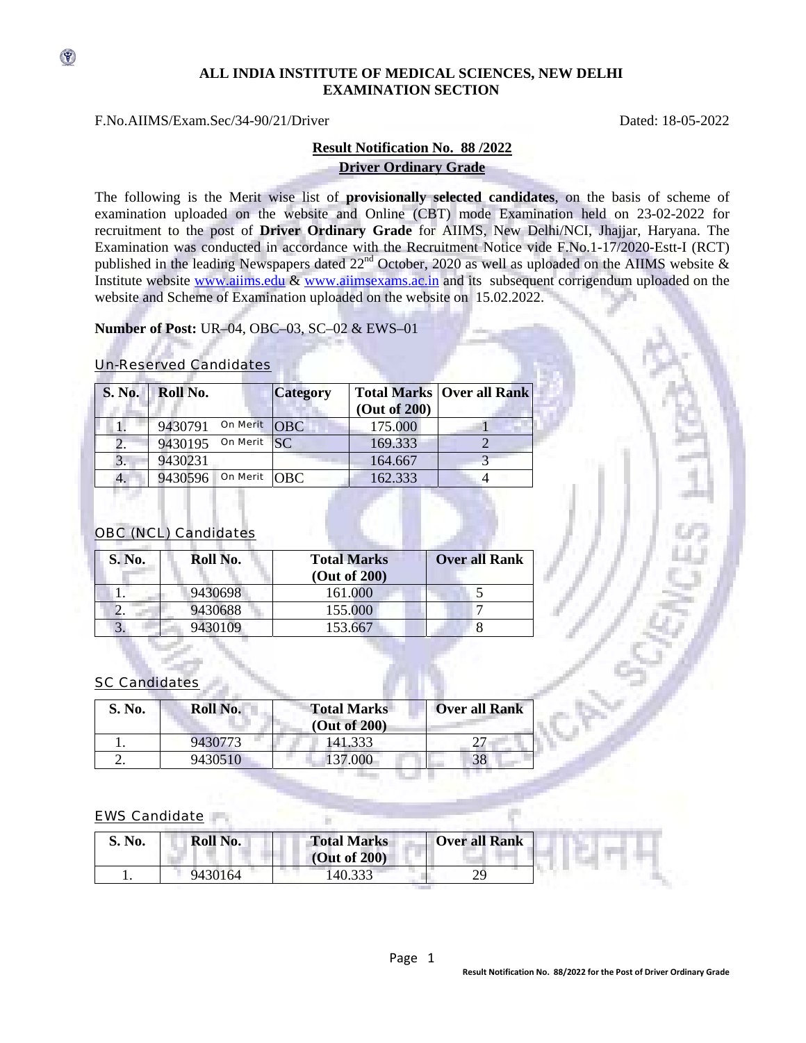**ALL INDIA INSTITUTE OF MEDICAL SCIENCES, NEW DELHI**
**EXAMINATION SECTION**

F.No.AIIMS/Exam.Sec/34-90/21/Driver Dated: 18-05-2022

**Result Notification No. 88 /2022**
**Driver Ordinary Grade**

The following is the Merit wise list of **provisionally selected candidates**, on the basis of scheme of examination uploaded on the website and Online (CBT) mode Examination held on 23-02-2022 for recruitment to the post of **Driver Ordinary Grade** for AIIMS, New Delhi/NCI, Jhajjar, Haryana. The Examination was conducted in accordance with the Recruitment Notice vide F.No.1-17/2020-Estt-I (RCT) published in the leading Newspapers dated 22nd October, 2020 as well as uploaded on the AIIMS website & Institute website www.aiims.edu & www.aiimsexams.ac.in and its subsequent corrigendum uploaded on the website and Scheme of Examination uploaded on the website on 15.02.2022.

**Number of Post:** UR–04, OBC–03, SC–02 & EWS–01

Un-Reserved Candidates

| S. No. | Roll No. | | Category | Total Marks (Out of 200) | Over all Rank |
|---|---|---|---|---|---|
| 1. | 9430791 | On Merit | OBC | 175.000 | 1 |
| 2. | 9430195 | On Merit | SC | 169.333 | 2 |
| 3. | 9430231 | | | 164.667 | 3 |
| 4. | 9430596 | On Merit | OBC | 162.333 | 4 |

OBC (NCL) Candidates

| S. No. | Roll No. | Total Marks (Out of 200) | Over all Rank |
|---|---|---|---|
| 1. | 9430698 | 161.000 | 5 |
| 2. | 9430688 | 155.000 | 7 |
| 3. | 9430109 | 153.667 | 8 |

SC Candidates

| S. No. | Roll No. | Total Marks (Out of 200) | Over all Rank |
|---|---|---|---|
| 1. | 9430773 | 141.333 | 27 |
| 2. | 9430510 | 137.000 | 38 |

EWS Candidate

| S. No. | Roll No. | Total Marks (Out of 200) | Over all Rank |
|---|---|---|---|
| 1. | 9430164 | 140.333 | 29 |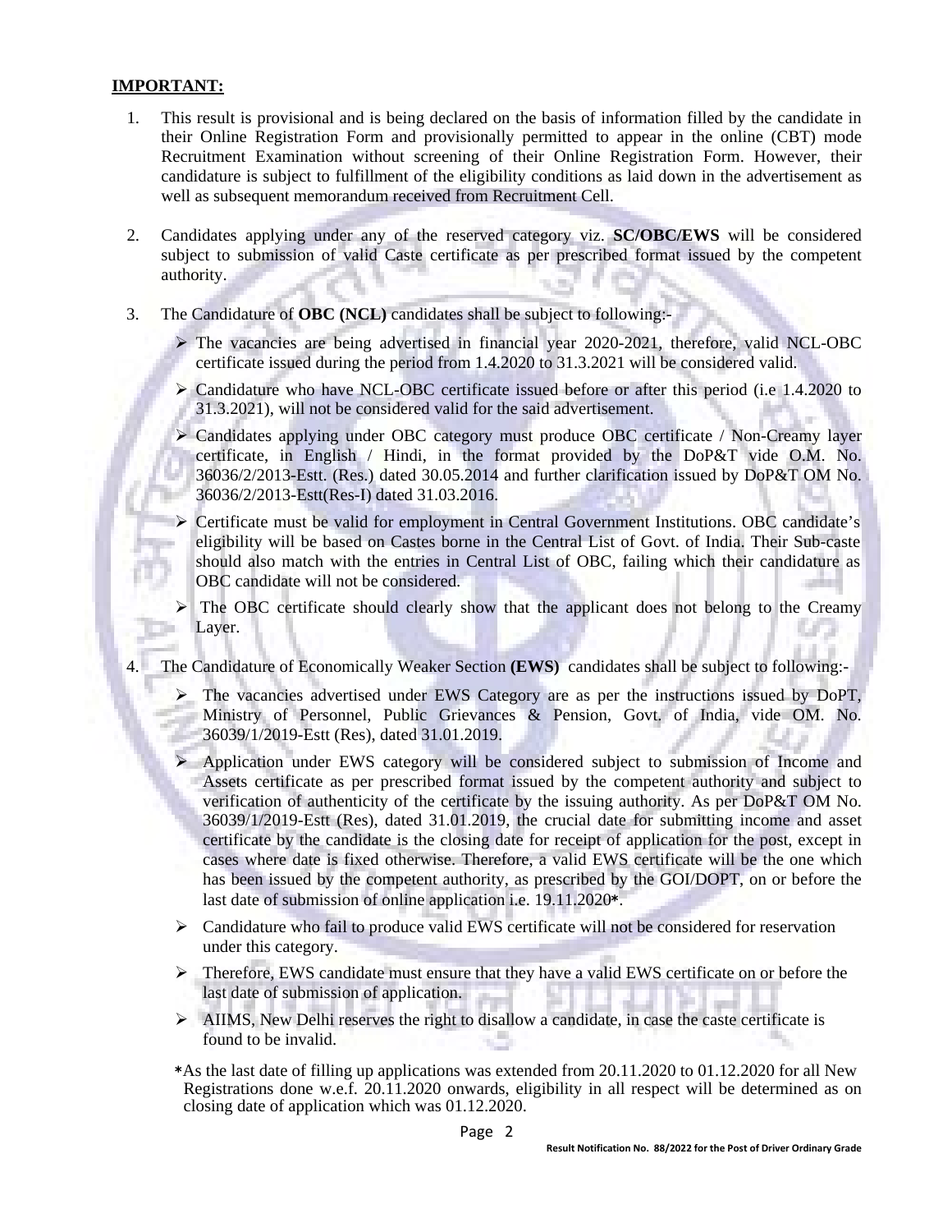**IMPORTANT:**

1. This result is provisional and is being declared on the basis of information filled by the candidate in their Online Registration Form and provisionally permitted to appear in the online (CBT) mode Recruitment Examination without screening of their Online Registration Form. However, their candidature is subject to fulfillment of the eligibility conditions as laid down in the advertisement as well as subsequent memorandum received from Recruitment Cell.

2. Candidates applying under any of the reserved category viz. **SC/OBC/EWS** will be considered subject to submission of valid Caste certificate as per prescribed format issued by the competent authority.

3. The Candidature of **OBC (NCL)** candidates shall be subject to following:-

   - The vacancies are being advertised in financial year 2020-2021, therefore, valid NCL-OBC certificate issued during the period from 1.4.2020 to 31.3.2021 will be considered valid.
   - Candidature who have NCL-OBC certificate issued before or after this period (i.e 1.4.2020 to 31.3.2021), will not be considered valid for the said advertisement.
   - Candidates applying under OBC category must produce OBC certificate / Non-Creamy layer certificate, in English / Hindi, in the format provided by the DoP&T vide O.M. No. 36036/2/2013-Estt. (Res.) dated 30.05.2014 and further clarification issued by DoP&T OM No. 36036/2/2013-Estt(Res-I) dated 31.03.2016.
   - Certificate must be valid for employment in Central Government Institutions. OBC candidate's eligibility will be based on Castes borne in the Central List of Govt. of India. Their Sub-caste should also match with the entries in Central List of OBC, failing which their candidature as OBC candidate will not be considered.
   - The OBC certificate should clearly show that the applicant does not belong to the Creamy Layer.

4. The Candidature of Economically Weaker Section **(EWS)** candidates shall be subject to following:-

   - The vacancies advertised under EWS Category are as per the instructions issued by DoPT, Ministry of Personnel, Public Grievances & Pension, Govt. of India, vide OM. No. 36039/1/2019-Estt (Res), dated 31.01.2019.
   - Application under EWS category will be considered subject to submission of Income and Assets certificate as per prescribed format issued by the competent authority and subject to verification of authenticity of the certificate by the issuing authority. As per DoP&T OM No. 36039/1/2019-Estt (Res), dated 31.01.2019, the crucial date for submitting income and asset certificate by the candidate is the closing date for receipt of application for the post, except in cases where date is fixed otherwise. Therefore, a valid EWS certificate will be the one which has been issued by the competent authority, as prescribed by the GOI/DOPT, on or before the last date of submission of online application i.e. 19.11.2020*.
   - Candidature who fail to produce valid EWS certificate will not be considered for reservation under this category.
   - Therefore, EWS candidate must ensure that they have a valid EWS certificate on or before the last date of submission of application.
   - AIIMS, New Delhi reserves the right to disallow a candidate, in case the caste certificate is found to be invalid.

   *As the last date of filling up applications was extended from 20.11.2020 to 01.12.2020 for all New Registrations done w.e.f. 20.11.2020 onwards, eligibility in all respect will be determined as on closing date of application which was 01.12.2020.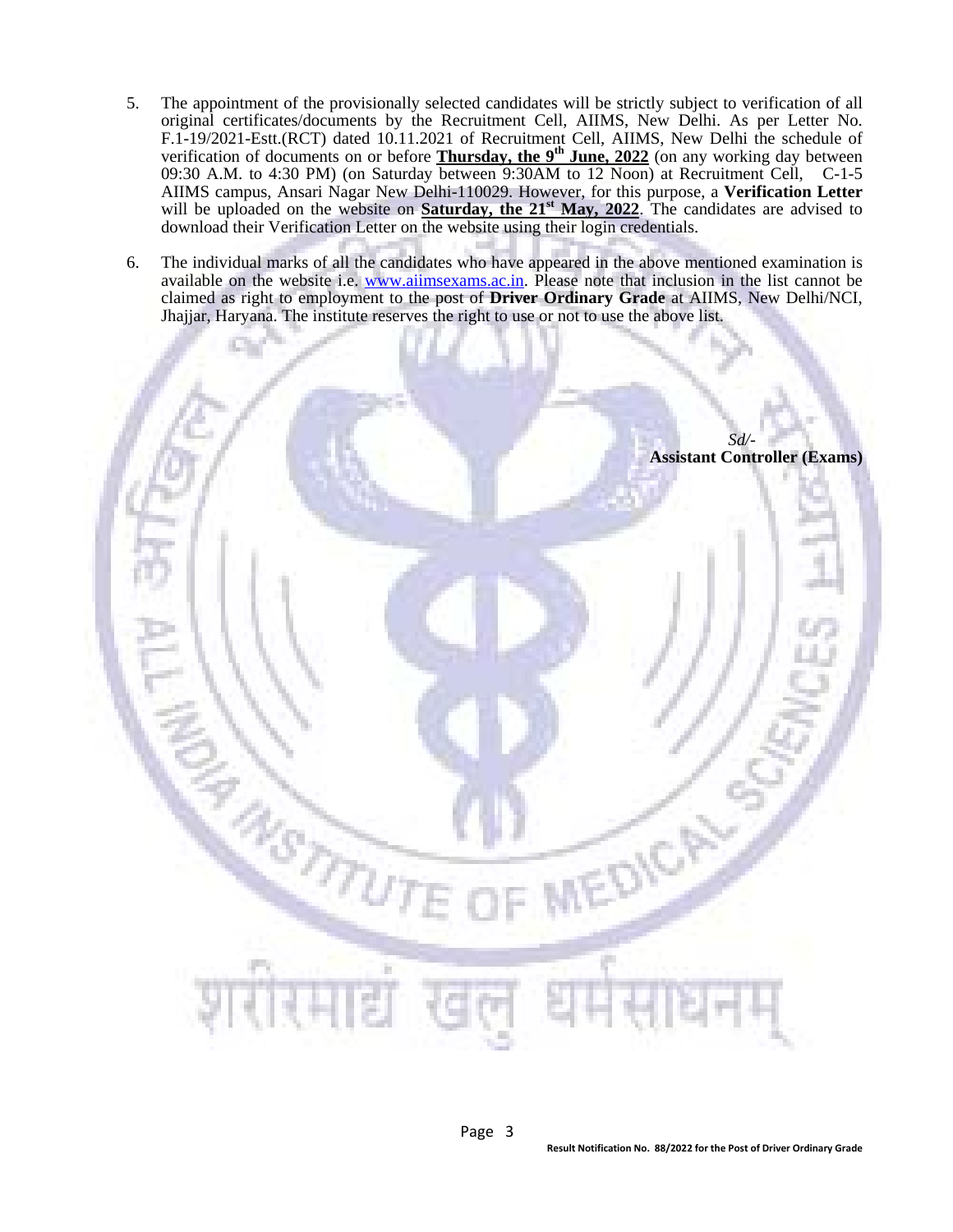5. The appointment of the provisionally selected candidates will be strictly subject to verification of all original certificates/documents by the Recruitment Cell, AIIMS, New Delhi. As per Letter No. F.1-19/2021-Estt.(RCT) dated 10.11.2021 of Recruitment Cell, AIIMS, New Delhi the schedule of verification of documents on or before **Thursday, the 9th June, 2022** (on any working day between 09:30 A.M. to 4:30 PM) (on Saturday between 9:30AM to 12 Noon) at Recruitment Cell, C-1-5 AIIMS campus, Ansari Nagar New Delhi-110029. However, for this purpose, a **Verification Letter** will be uploaded on the website on **Saturday, the 21st May, 2022**. The candidates are advised to download their Verification Letter on the website using their login credentials.

6. The individual marks of all the candidates who have appeared in the above mentioned examination is available on the website i.e. www.aiimsexams.ac.in. Please note that inclusion in the list cannot be claimed as right to employment to the post of **Driver Ordinary Grade** at AIIMS, New Delhi/NCI, Jhajjar, Haryana. The institute reserves the right to use or not to use the above list.

*Sd/-*
**Assistant Controller (Exams)**

**Result Notification No. 88/2022 for the Post of Driver Ordinary Grade**